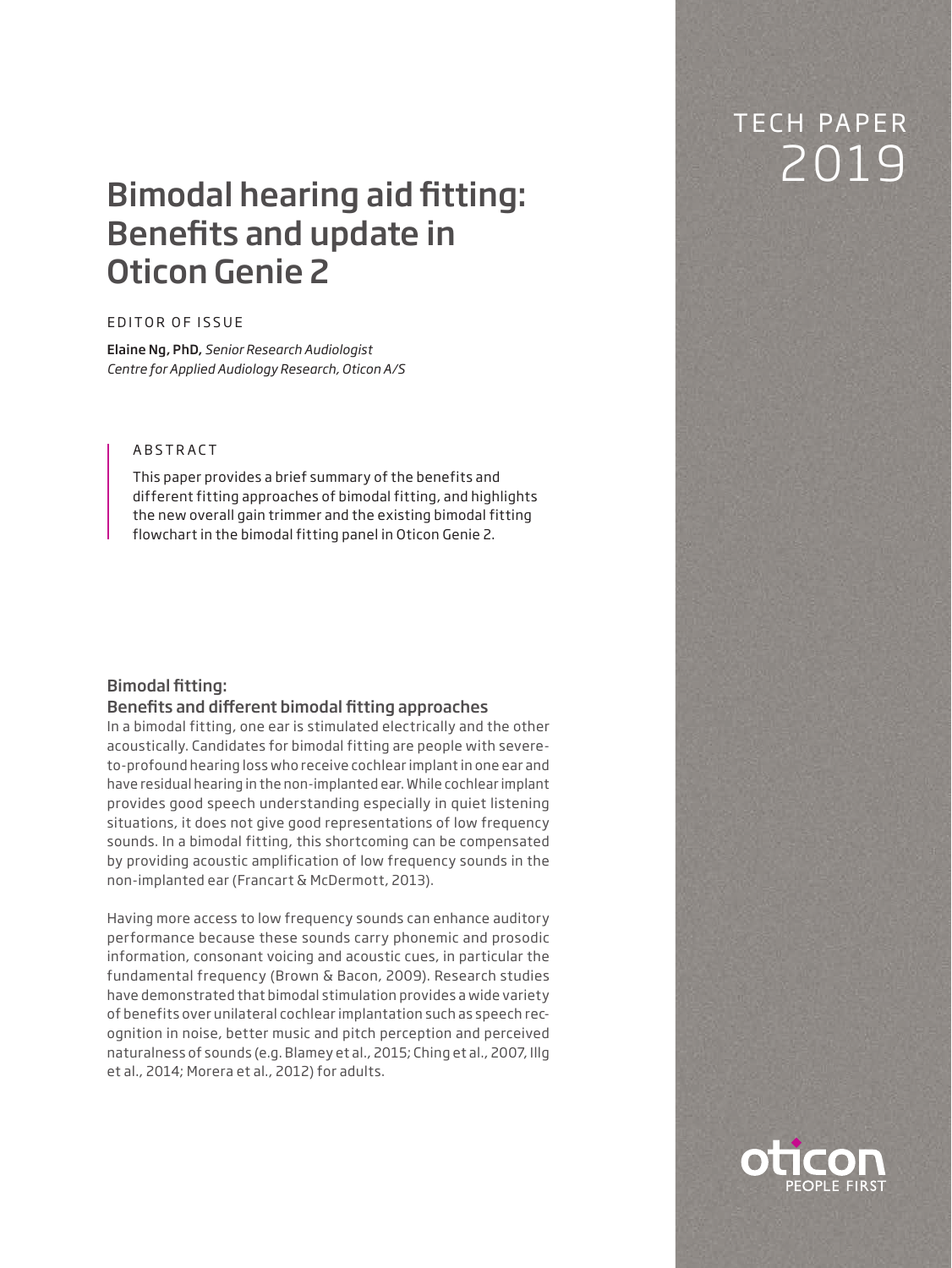TECH PAPER 2019

# Bimodal hearing aid fitting: Benefits and update in Oticon Genie 2

EDITOR OF ISSUE

**Elaine Ng, PhD,** *Senior Research Audiologist*
*Centre for Applied Audiology Research, Oticon A/S*

ABSTRACT

This paper provides a brief summary of the benefits and different fitting approaches of bimodal fitting, and highlights the new overall gain trimmer and the existing bimodal fitting flowchart in the bimodal fitting panel in Oticon Genie 2.

## Bimodal fitting: Benefits and different bimodal fitting approaches

In a bimodal fitting, one ear is stimulated electrically and the other acoustically. Candidates for bimodal fitting are people with severe-to-profound hearing loss who receive cochlear implant in one ear and have residual hearing in the non-implanted ear. While cochlear implant provides good speech understanding especially in quiet listening situations, it does not give good representations of low frequency sounds. In a bimodal fitting, this shortcoming can be compensated by providing acoustic amplification of low frequency sounds in the non-implanted ear (Francart & McDermott, 2013).

Having more access to low frequency sounds can enhance auditory performance because these sounds carry phonemic and prosodic information, consonant voicing and acoustic cues, in particular the fundamental frequency (Brown & Bacon, 2009). Research studies have demonstrated that bimodal stimulation provides a wide variety of benefits over unilateral cochlear implantation such as speech recognition in noise, better music and pitch perception and perceived naturalness of sounds (e.g. Blamey et al., 2015; Ching et al., 2007, Illg et al., 2014; Morera et al., 2012) for adults.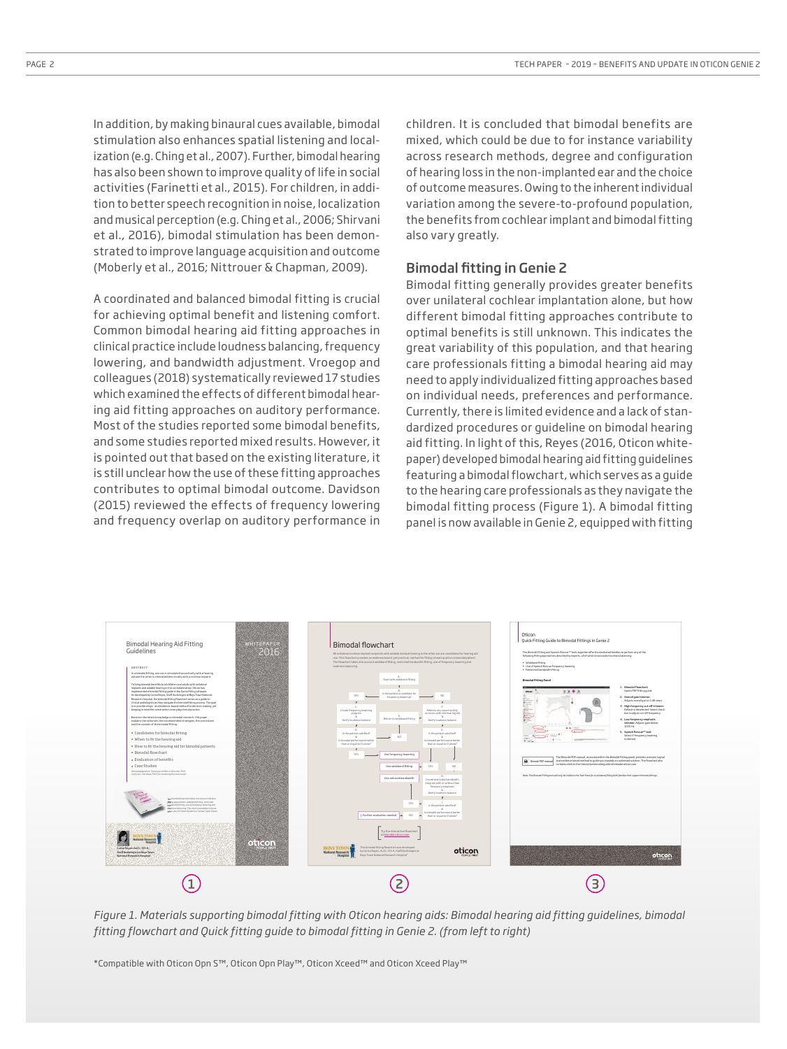In addition, by making binaural cues available, bimodal stimulation also enhances spatial listening and localization (e.g. Ching et al., 2007). Further, bimodal hearing has also been shown to improve quality of life in social activities (Farinetti et al., 2015). For children, in addition to better speech recognition in noise, localization and musical perception (e.g. Ching et al., 2006; Shirvani et al., 2016), bimodal stimulation has been demonstrated to improve language acquisition and outcome (Moberly et al., 2016; Nittrouer & Chapman, 2009).

A coordinated and balanced bimodal fitting is crucial for achieving optimal benefit and listening comfort. Common bimodal hearing aid fitting approaches in clinical practice include loudness balancing, frequency lowering, and bandwidth adjustment. Vroegop and colleagues (2018) systematically reviewed 17 studies which examined the effects of different bimodal hearing aid fitting approaches on auditory performance. Most of the studies reported some bimodal benefits, and some studies reported mixed results. However, it is pointed out that based on the existing literature, it is still unclear how the use of these fitting approaches contributes to optimal bimodal outcome. Davidson (2015) reviewed the effects of frequency lowering and frequency overlap on auditory performance in children. It is concluded that bimodal benefits are mixed, which could be due to for instance variability across research methods, degree and configuration of hearing loss in the non-implanted ear and the choice of outcome measures. Owing to the inherent individual variation among the severe-to-profound population, the benefits from cochlear implant and bimodal fitting also vary greatly.

## Bimodal fitting in Genie 2

Bimodal fitting generally provides greater benefits over unilateral cochlear implantation alone, but how different bimodal fitting approaches contribute to optimal benefits is still unknown. This indicates the great variability of this population, and that hearing care professionals fitting a bimodal hearing aid may need to apply individualized fitting approaches based on individual needs, preferences and performance. Currently, there is limited evidence and a lack of standardized procedures or guideline on bimodal hearing aid fitting. In light of this, Reyes (2016, Oticon whitepaper) developed bimodal hearing aid fitting guidelines featuring a bimodal flowchart, which serves as a guide to the hearing care professionals as they navigate the bimodal fitting process (Figure 1). A bimodal fitting panel is now available in Genie 2, equipped with fitting

*Figure 1. Materials supporting bimodal fitting with Oticon hearing aids: Bimodal hearing aid fitting guidelines, bimodal fitting flowchart and Quick fitting guide to bimodal fitting in Genie 2. (from left to right)*

*Compatible with Oticon Opn S™, Oticon Opn Play™, Oticon Xceed™ and Oticon Xceed Play™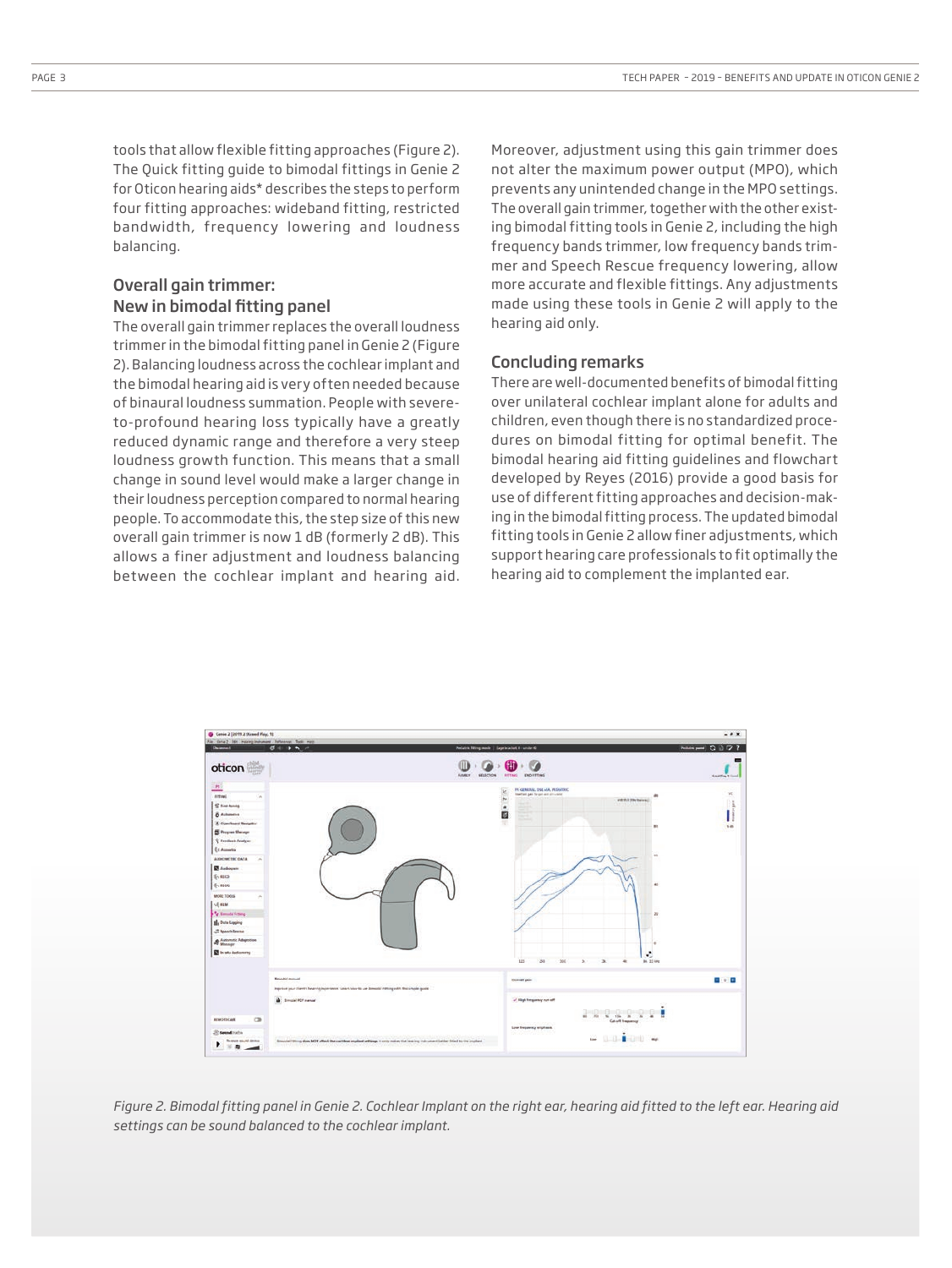tools that allow flexible fitting approaches (Figure 2). The Quick fitting guide to bimodal fittings in Genie 2 for Oticon hearing aids* describes the steps to perform four fitting approaches: wideband fitting, restricted bandwidth, frequency lowering and loudness balancing.

## Overall gain trimmer: New in bimodal fitting panel

The overall gain trimmer replaces the overall loudness trimmer in the bimodal fitting panel in Genie 2 (Figure 2). Balancing loudness across the cochlear implant and the bimodal hearing aid is very often needed because of binaural loudness summation. People with severe-to-profound hearing loss typically have a greatly reduced dynamic range and therefore a very steep loudness growth function. This means that a small change in sound level would make a larger change in their loudness perception compared to normal hearing people. To accommodate this, the step size of this new overall gain trimmer is now 1 dB (formerly 2 dB). This allows a finer adjustment and loudness balancing between the cochlear implant and hearing aid. Moreover, adjustment using this gain trimmer does not alter the maximum power output (MPO), which prevents any unintended change in the MPO settings. The overall gain trimmer, together with the other existing bimodal fitting tools in Genie 2, including the high frequency bands trimmer, low frequency bands trimmer and Speech Rescue frequency lowering, allow more accurate and flexible fittings. Any adjustments made using these tools in Genie 2 will apply to the hearing aid only.

## Concluding remarks

There are well-documented benefits of bimodal fitting over unilateral cochlear implant alone for adults and children, even though there is no standardized procedures on bimodal fitting for optimal benefit. The bimodal hearing aid fitting guidelines and flowchart developed by Reyes (2016) provide a good basis for use of different fitting approaches and decision-making in the bimodal fitting process. The updated bimodal fitting tools in Genie 2 allow finer adjustments, which support hearing care professionals to fit optimally the hearing aid to complement the implanted ear.

*Figure 2. Bimodal fitting panel in Genie 2. Cochlear Implant on the right ear, hearing aid fitted to the left ear. Hearing aid settings can be sound balanced to the cochlear implant.*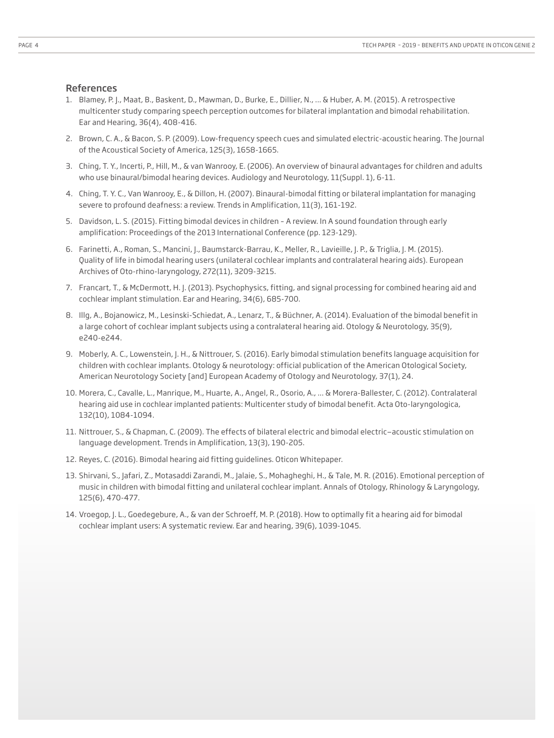## References

1. Blamey, P. J., Maat, B., Baskent, D., Mawman, D., Burke, E., Dillier, N., ... & Huber, A. M. (2015). A retrospective multicenter study comparing speech perception outcomes for bilateral implantation and bimodal rehabilitation. Ear and Hearing, 36(4), 408-416.

2. Brown, C. A., & Bacon, S. P. (2009). Low-frequency speech cues and simulated electric-acoustic hearing. The Journal of the Acoustical Society of America, 125(3), 1658-1665.

3. Ching, T. Y., Incerti, P., Hill, M., & van Wanrooy, E. (2006). An overview of binaural advantages for children and adults who use binaural/bimodal hearing devices. Audiology and Neurotology, 11(Suppl. 1), 6-11.

4. Ching, T. Y. C., Van Wanrooy, E., & Dillon, H. (2007). Binaural-bimodal fitting or bilateral implantation for managing severe to profound deafness: a review. Trends in Amplification, 11(3), 161-192.

5. Davidson, L. S. (2015). Fitting bimodal devices in children – A review. In A sound foundation through early amplification: Proceedings of the 2013 International Conference (pp. 123-129).

6. Farinetti, A., Roman, S., Mancini, J., Baumstarck-Barrau, K., Meller, R., Lavieille, J. P., & Triglia, J. M. (2015). Quality of life in bimodal hearing users (unilateral cochlear implants and contralateral hearing aids). European Archives of Oto-rhino-laryngology, 272(11), 3209-3215.

7. Francart, T., & McDermott, H. J. (2013). Psychophysics, fitting, and signal processing for combined hearing aid and cochlear implant stimulation. Ear and Hearing, 34(6), 685-700.

8. Illg, A., Bojanowicz, M., Lesinski-Schiedat, A., Lenarz, T., & Büchner, A. (2014). Evaluation of the bimodal benefit in a large cohort of cochlear implant subjects using a contralateral hearing aid. Otology & Neurotology, 35(9), e240-e244.

9. Moberly, A. C., Lowenstein, J. H., & Nittrouer, S. (2016). Early bimodal stimulation benefits language acquisition for children with cochlear implants. Otology & neurotology: official publication of the American Otological Society, American Neurotology Society [and] European Academy of Otology and Neurotology, 37(1), 24.

10. Morera, C., Cavalle, L., Manrique, M., Huarte, A., Angel, R., Osorio, A., ... & Morera-Ballester, C. (2012). Contralateral hearing aid use in cochlear implanted patients: Multicenter study of bimodal benefit. Acta Oto-laryngologica, 132(10), 1084-1094.

11. Nittrouer, S., & Chapman, C. (2009). The effects of bilateral electric and bimodal electric–acoustic stimulation on language development. Trends in Amplification, 13(3), 190-205.

12. Reyes, C. (2016). Bimodal hearing aid fitting guidelines. Oticon Whitepaper.

13. Shirvani, S., Jafari, Z., Motasaddi Zarandi, M., Jalaie, S., Mohagheghi, H., & Tale, M. R. (2016). Emotional perception of music in children with bimodal fitting and unilateral cochlear implant. Annals of Otology, Rhinology & Laryngology, 125(6), 470-477.

14. Vroegop, J. L., Goedegebure, A., & van der Schroeff, M. P. (2018). How to optimally fit a hearing aid for bimodal cochlear implant users: A systematic review. Ear and hearing, 39(6), 1039-1045.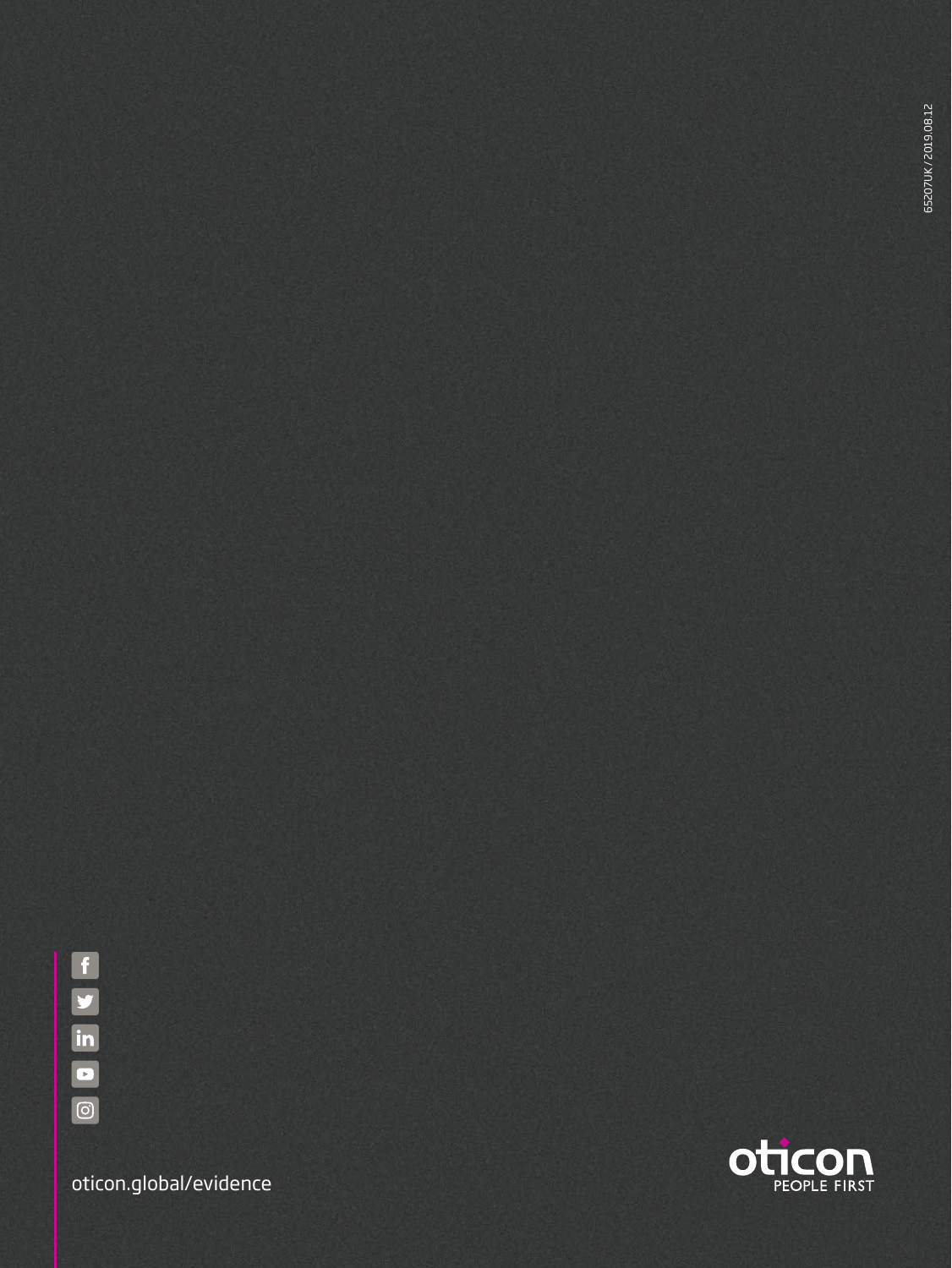65207UK / 2019.08.12

oticon.global/evidence

oticon
PEOPLE FIRST